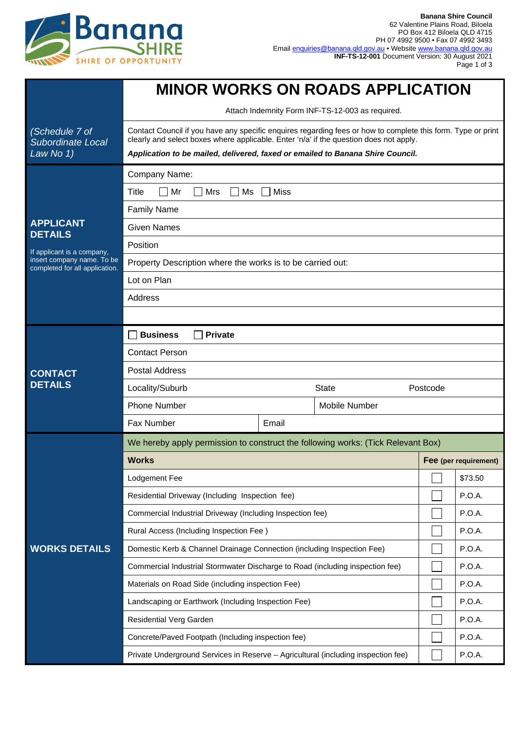**Banana Shire Council**
62 Valentine Plains Road, Biloela
PO Box 412 Biloela QLD 4715
PH 07 4992 9500 • Fax 07 4992 3493
Email enquiries@banana.qld.gov.au • Website www.banana.qld.gov.au
**INF-TS-12-001** Document Version: 30 August 2021

# MINOR WORKS ON ROADS APPLICATION

Attach Indemnity Form INF-TS-12-003 as required.

*(Schedule 7 of Subordinate Local Law No 1)*

Contact Council if you have any specific enquires regarding fees or how to complete this form. Type or print clearly and select boxes where applicable. Enter 'n/a' if the question does not apply.

***Application to be mailed, delivered, faxed or emailed to Banana Shire Council.***

## APPLICANT DETAILS

If applicant is a company, insert company name. To be completed for all application.

| | |
|---|---|
| Company Name: | |
| Title ☐ Mr ☐ Mrs ☐ Ms ☐ Miss | |
| Family Name | |
| Given Names | |
| Position | |
| Property Description where the works is to be carried out: | |
| Lot on Plan | |
| Address | |
| | |

## CONTACT DETAILS

| | | | |
|---|---|---|---|
| ☐ **Business** ☐ **Private** | | | |
| Contact Person | | | |
| Postal Address | | | |
| Locality/Suburb | | State | Postcode |
| Phone Number | | Mobile Number | |
| Fax Number | Email | | |

## WORKS DETAILS

We hereby apply permission to construct the following works: (Tick Relevant Box)

| **Works** | **Fee** (per requirement) | |
|---|---|---|
| Lodgement Fee | ☐ | $73.50 |
| Residential Driveway (Including Inspection fee) | ☐ | P.O.A. |
| Commercial Industrial Driveway (Including Inspection fee) | ☐ | P.O.A. |
| Rural Access (Including Inspection Fee ) | ☐ | P.O.A. |
| Domestic Kerb & Channel Drainage Connection (including Inspection Fee) | ☐ | P.O.A. |
| Commercial Industrial Stormwater Discharge to Road (including inspection fee) | ☐ | P.O.A. |
| Materials on Road Side (including inspection Fee) | ☐ | P.O.A. |
| Landscaping or Earthwork (Including Inspection Fee) | ☐ | P.O.A. |
| Residential Verg Garden | ☐ | P.O.A. |
| Concrete/Paved Footpath (Including inspection fee) | ☐ | P.O.A. |
| Private Underground Services in Reserve – Agricultural (including inspection fee) | ☐ | P.O.A. |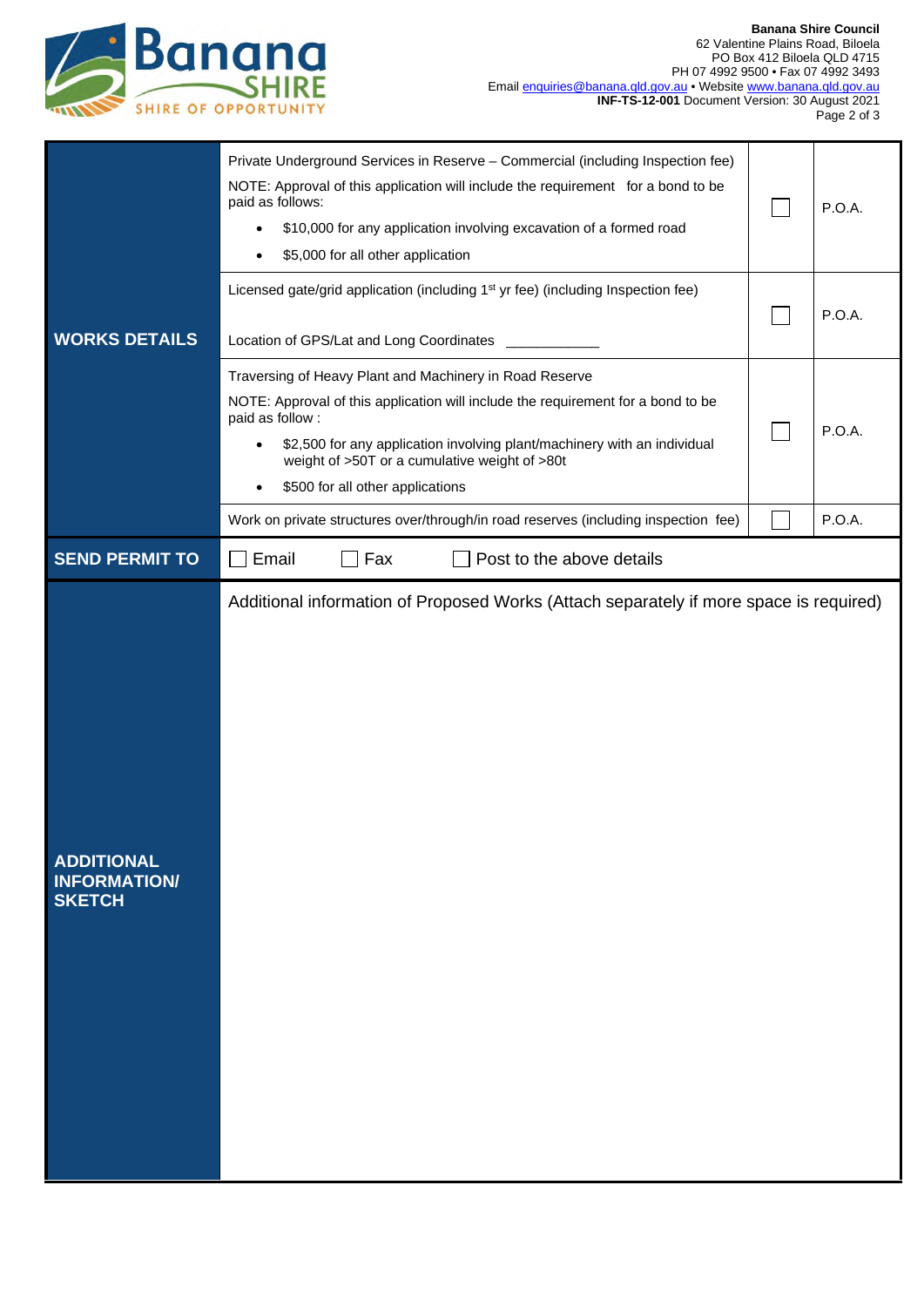| | | | |
|---|---|---|---|
| **WORKS DETAILS** | Private Underground Services in Reserve – Commercial (including Inspection fee)<br><br>NOTE: Approval of this application will include the requirement for a bond to be paid as follows:<br>• $10,000 for any application involving excavation of a formed road<br>• $5,000 for all other application | ☐ | P.O.A. |
| | Licensed gate/grid application (including 1st yr fee) (including Inspection fee)<br><br>Location of GPS/Lat and Long Coordinates ____________ | ☐ | P.O.A. |
| | Traversing of Heavy Plant and Machinery in Road Reserve<br><br>NOTE: Approval of this application will include the requirement for a bond to be paid as follow :<br>• $2,500 for any application involving plant/machinery with an individual weight of >50T or a cumulative weight of >80t<br>• $500 for all other applications | ☐ | P.O.A. |
| | Work on private structures over/through/in road reserves (including inspection fee) | ☐ | P.O.A. |
| **SEND PERMIT TO** | ☐ Email ☐ Fax ☐ Post to the above details | | |
| **ADDITIONAL INFORMATION/ SKETCH** | Additional information of Proposed Works (Attach separately if more space is required) | | |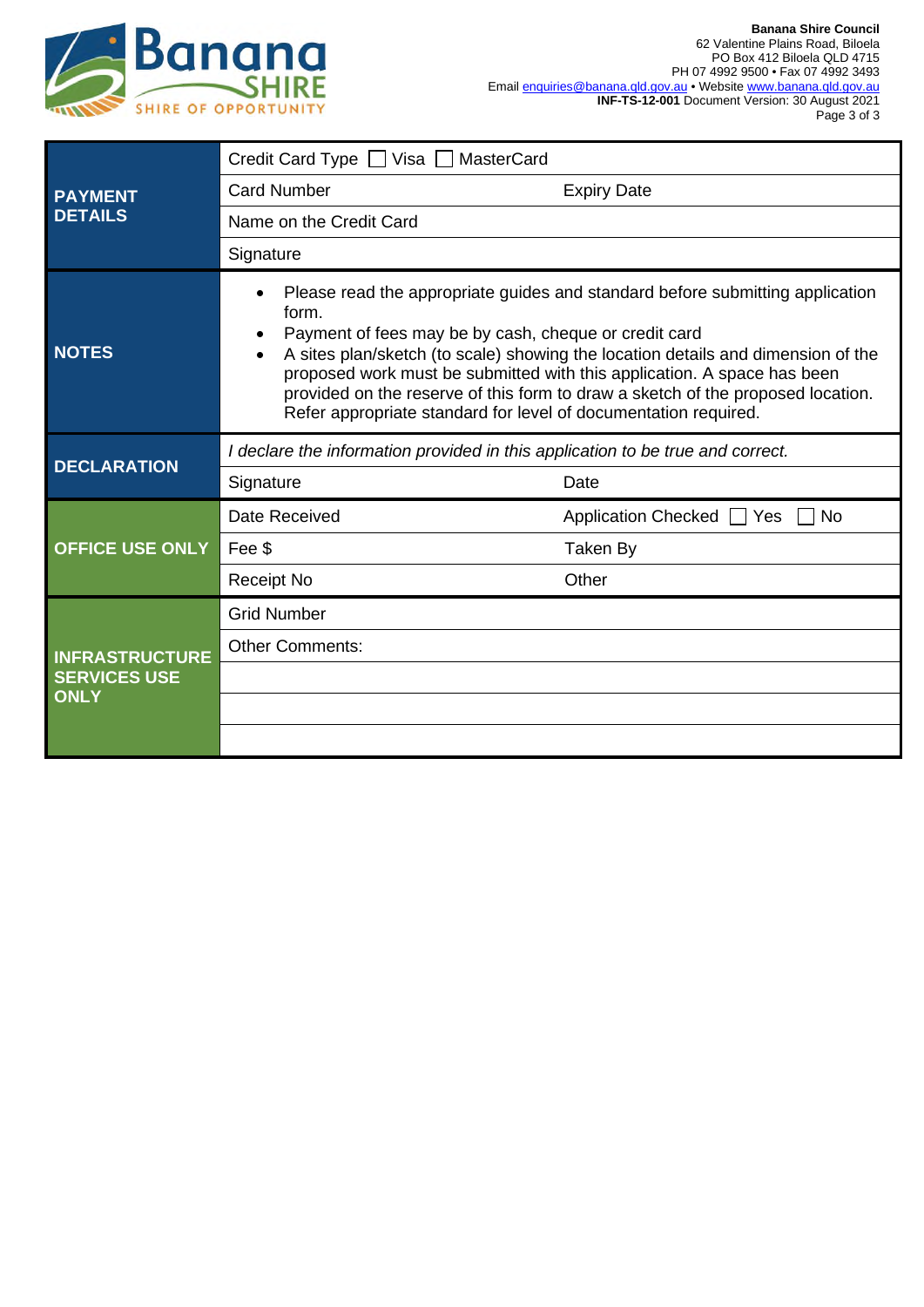| | | |
|---|---|---|
| **PAYMENT DETAILS** | Credit Card Type ☐ Visa ☐ MasterCard | |
| | Card Number | Expiry Date |
| | Name on the Credit Card | |
| | Signature | |
| **NOTES** | • Please read the appropriate guides and standard before submitting application form.<br>• Payment of fees may be by cash, cheque or credit card<br>• A sites plan/sketch (to scale) showing the location details and dimension of the proposed work must be submitted with this application. A space has been provided on the reserve of this form to draw a sketch of the proposed location. Refer appropriate standard for level of documentation required. | |
| **DECLARATION** | *I declare the information provided in this application to be true and correct.* | |
| | Signature | Date |
| **OFFICE USE ONLY** | Date Received | Application Checked ☐ Yes ☐ No |
| | Fee $ | Taken By |
| | Receipt No | Other |
| **INFRASTRUCTURE SERVICES USE ONLY** | Grid Number | |
| | Other Comments: | |
| | | |
| | | |
| | | |